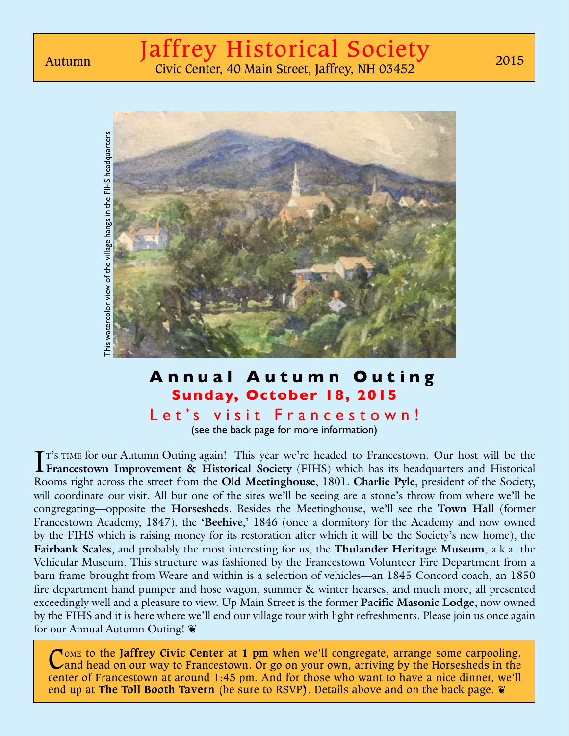Autumn

# Jaffrey Historical Society

Civic Center, 40 Main Street, Jaffrey, NH 03452

2015

This watercolor view of the village hangs in the FIHS headquarters.

## Annual Autumn Outing

### Sunday, October 18, 2015

### Let's visit Francestown!

(see the back page for more information)

It's time for our Autumn Outing again! This year we're headed to Francestown. Our host will be the **Francestown Improvement & Historical Society** (FIHS) which has its headquarters and Historical Rooms right across the street from the **Old Meetinghouse**, 1801. **Charlie Pyle**, president of the Society, will coordinate our visit. All but one of the sites we'll be seeing are a stone's throw from where we'll be congregating—opposite the **Horsesheds**. Besides the Meetinghouse, we'll see the **Town Hall** (former Francestown Academy, 1847), the '**Beehive**,' 1846 (once a dormitory for the Academy and now owned by the FIHS which is raising money for its restoration after which it will be the Society's new home), the **Fairbank Scales**, and probably the most interesting for us, the **Thulander Heritage Museum**, a.k.a. the Vehicular Museum. This structure was fashioned by the Francestown Volunteer Fire Department from a barn frame brought from Weare and within is a selection of vehicles—an 1845 Concord coach, an 1850 fire department hand pumper and hose wagon, summer & winter hearses, and much more, all presented exceedingly well and a pleasure to view. Up Main Street is the former **Pacific Masonic Lodge**, now owned by the FIHS and it is here where we'll end our village tour with light refreshments. Please join us once again for our Annual Autumn Outing! ❦

Come to the **Jaffrey Civic Center** at **1 pm** when we'll congregate, arrange some carpooling, and head on our way to Francestown. Or go on your own, arriving by the Horsesheds in the center of Francestown at around 1:45 pm. And for those who want to have a nice dinner, we'll end up at **The Toll Booth Tavern** (be sure to RSVP). Details above and on the back page. ❦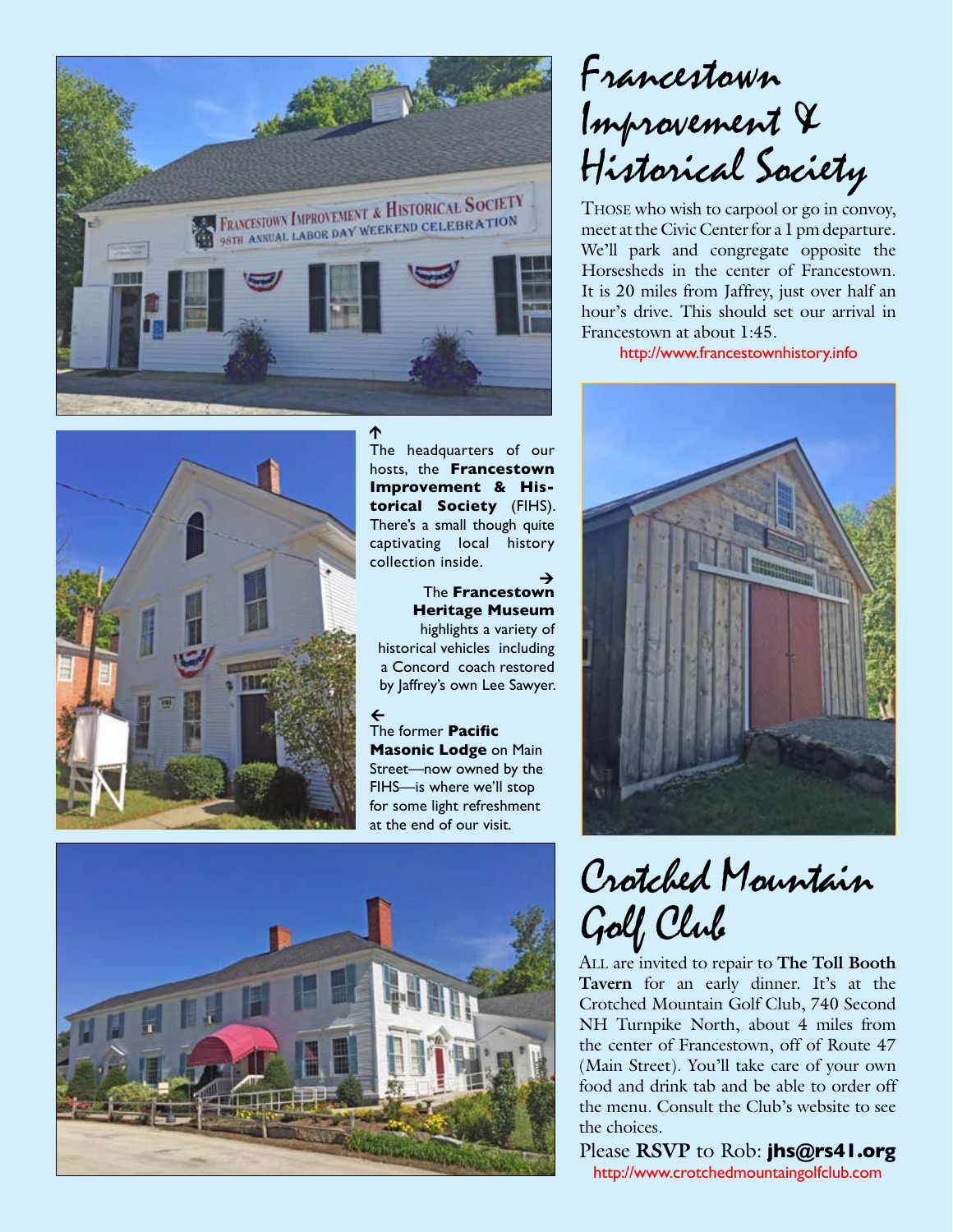# Francestown Improvement & Historical Society

THOSE who wish to carpool or go in convoy, meet at the Civic Center for a 1 pm departure. We'll park and congregate opposite the Horsesheds in the center of Francestown. It is 20 miles from Jaffrey, just over half an hour's drive. This should set our arrival in Francestown at about 1:45.

http://www.francestownhistory.info

↑
The headquarters of our hosts, the **Francestown Improvement & Historical Society** (FIHS). There's a small though quite captivating local history collection inside.

→
The **Francestown Heritage Museum** highlights a variety of historical vehicles including a Concord coach restored by Jaffrey's own Lee Sawyer.

←
The former **Pacific Masonic Lodge** on Main Street—now owned by the FIHS—is where we'll stop for some light refreshment at the end of our visit.

# Crotched Mountain Golf Club

ALL are invited to repair to **The Toll Booth Tavern** for an early dinner. It's at the Crotched Mountain Golf Club, 740 Second NH Turnpike North, about 4 miles from the center of Francestown, off of Route 47 (Main Street). You'll take care of your own food and drink tab and be able to order off the menu. Consult the Club's website to see the choices.

Please **RSVP** to Rob: **jhs@rs41.org**

http://www.crotchedmountaingolfclub.com